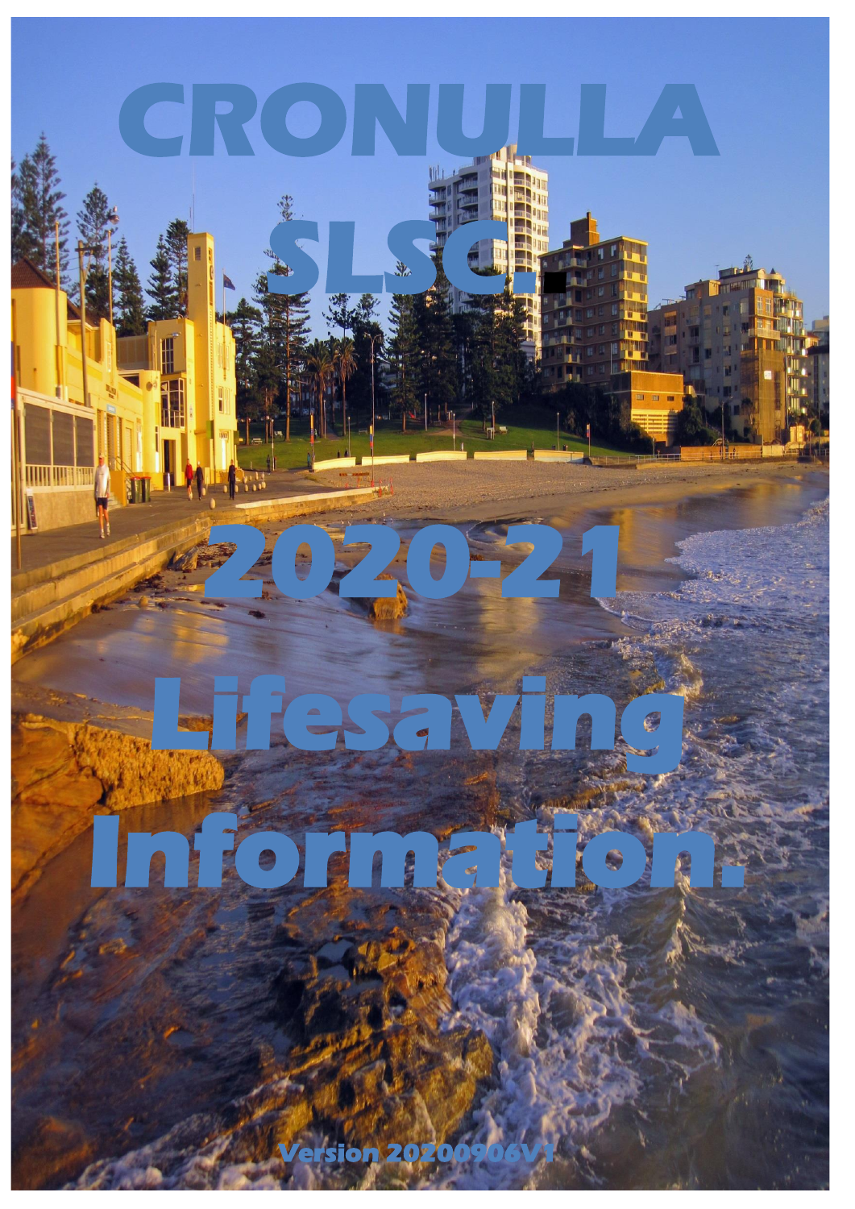# CRONULLA SLSC.

# 2020-21 Lifesaving Information.

Version 20200906V1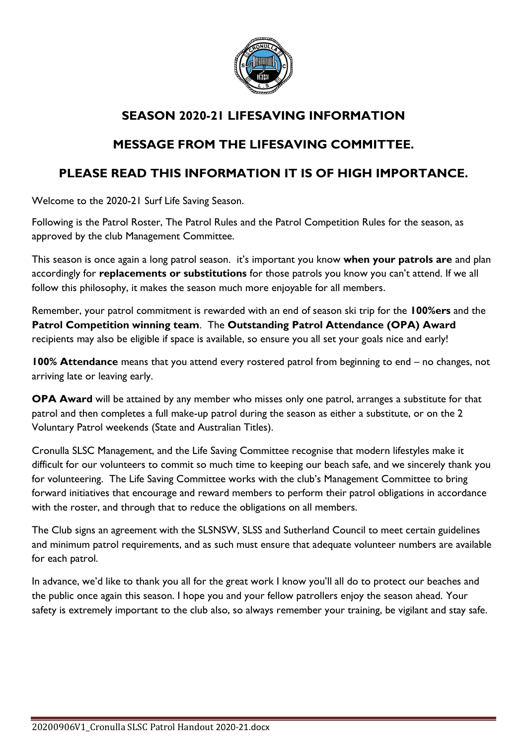## SEASON 2020-21 LIFESAVING INFORMATION

## MESSAGE FROM THE LIFESAVING COMMITTEE.

## PLEASE READ THIS INFORMATION IT IS OF HIGH IMPORTANCE.

Welcome to the 2020-21 Surf Life Saving Season.

Following is the Patrol Roster, The Patrol Rules and the Patrol Competition Rules for the season, as approved by the club Management Committee.

This season is once again a long patrol season. it's important you know **when your patrols are** and plan accordingly for **replacements or substitutions** for those patrols you know you can't attend. If we all follow this philosophy, it makes the season much more enjoyable for all members.

Remember, your patrol commitment is rewarded with an end of season ski trip for the **100%ers** and the **Patrol Competition winning team**. The **Outstanding Patrol Attendance (OPA) Award** recipients may also be eligible if space is available, so ensure you all set your goals nice and early!

**100% Attendance** means that you attend every rostered patrol from beginning to end – no changes, not arriving late or leaving early.

**OPA Award** will be attained by any member who misses only one patrol, arranges a substitute for that patrol and then completes a full make-up patrol during the season as either a substitute, or on the 2 Voluntary Patrol weekends (State and Australian Titles).

Cronulla SLSC Management, and the Life Saving Committee recognise that modern lifestyles make it difficult for our volunteers to commit so much time to keeping our beach safe, and we sincerely thank you for volunteering. The Life Saving Committee works with the club's Management Committee to bring forward initiatives that encourage and reward members to perform their patrol obligations in accordance with the roster, and through that to reduce the obligations on all members.

The Club signs an agreement with the SLSNSW, SLSS and Sutherland Council to meet certain guidelines and minimum patrol requirements, and as such must ensure that adequate volunteer numbers are available for each patrol.

In advance, we'd like to thank you all for the great work I know you'll all do to protect our beaches and the public once again this season. I hope you and your fellow patrollers enjoy the season ahead. Your safety is extremely important to the club also, so always remember your training, be vigilant and stay safe.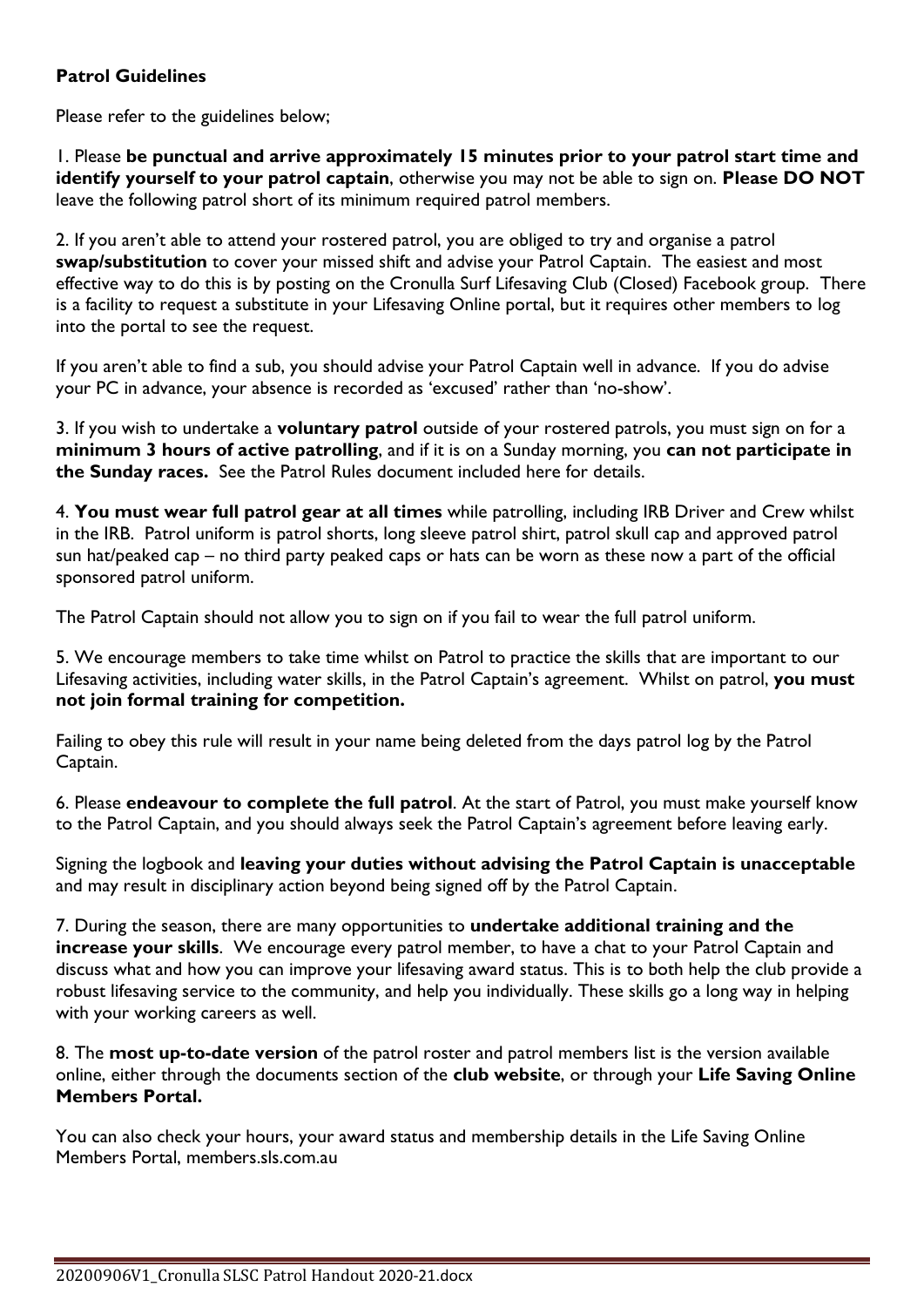**Patrol Guidelines**

Please refer to the guidelines below;

1. Please **be punctual and arrive approximately 15 minutes prior to your patrol start time and identify yourself to your patrol captain**, otherwise you may not be able to sign on. **Please DO NOT** leave the following patrol short of its minimum required patrol members.

2. If you aren't able to attend your rostered patrol, you are obliged to try and organise a patrol **swap/substitution** to cover your missed shift and advise your Patrol Captain. The easiest and most effective way to do this is by posting on the Cronulla Surf Lifesaving Club (Closed) Facebook group. There is a facility to request a substitute in your Lifesaving Online portal, but it requires other members to log into the portal to see the request.

If you aren't able to find a sub, you should advise your Patrol Captain well in advance. If you do advise your PC in advance, your absence is recorded as 'excused' rather than 'no-show'.

3. If you wish to undertake a **voluntary patrol** outside of your rostered patrols, you must sign on for a **minimum 3 hours of active patrolling**, and if it is on a Sunday morning, you **can not participate in the Sunday races.** See the Patrol Rules document included here for details.

4. **You must wear full patrol gear at all times** while patrolling, including IRB Driver and Crew whilst in the IRB. Patrol uniform is patrol shorts, long sleeve patrol shirt, patrol skull cap and approved patrol sun hat/peaked cap – no third party peaked caps or hats can be worn as these now a part of the official sponsored patrol uniform.

The Patrol Captain should not allow you to sign on if you fail to wear the full patrol uniform.

5. We encourage members to take time whilst on Patrol to practice the skills that are important to our Lifesaving activities, including water skills, in the Patrol Captain's agreement. Whilst on patrol, **you must not join formal training for competition.**

Failing to obey this rule will result in your name being deleted from the days patrol log by the Patrol Captain.

6. Please **endeavour to complete the full patrol**. At the start of Patrol, you must make yourself know to the Patrol Captain, and you should always seek the Patrol Captain's agreement before leaving early.

Signing the logbook and **leaving your duties without advising the Patrol Captain is unacceptable** and may result in disciplinary action beyond being signed off by the Patrol Captain.

7. During the season, there are many opportunities to **undertake additional training and the increase your skills**. We encourage every patrol member, to have a chat to your Patrol Captain and discuss what and how you can improve your lifesaving award status. This is to both help the club provide a robust lifesaving service to the community, and help you individually. These skills go a long way in helping with your working careers as well.

8. The **most up-to-date version** of the patrol roster and patrol members list is the version available online, either through the documents section of the **club website**, or through your **Life Saving Online Members Portal.**

You can also check your hours, your award status and membership details in the Life Saving Online Members Portal, members.sls.com.au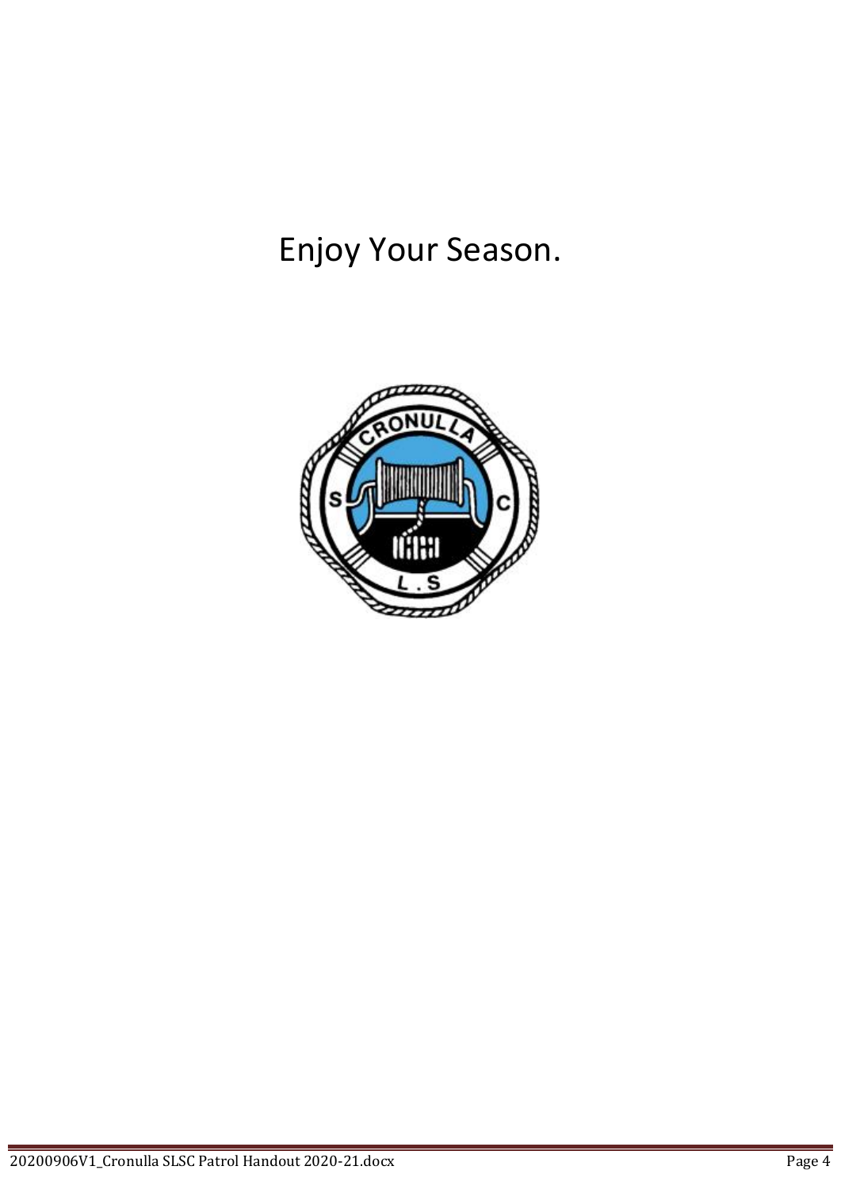# Enjoy Your Season.